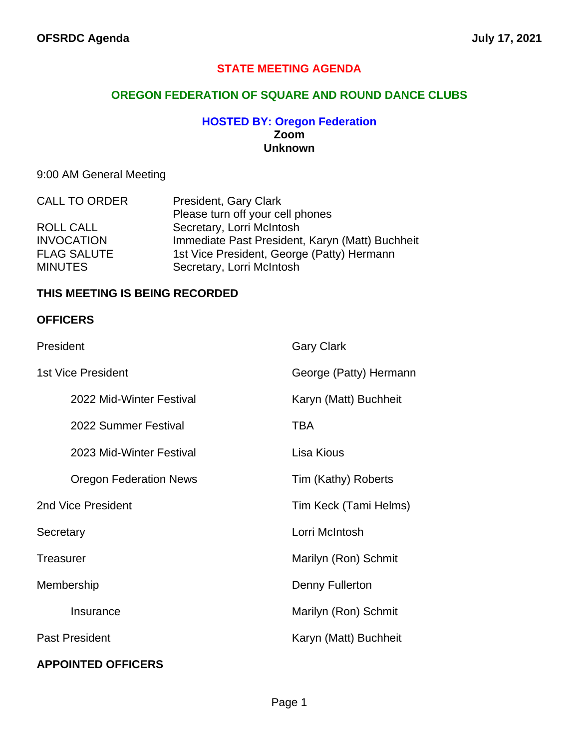OFSRDC Agenda July 17, 2021

# STATE MEETING AGENDA

## OREGON FEDERATION OF SQUARE AND ROUND DANCE CLUBS

### HOSTED BY: Oregon Federation

**Zoom**
**Unknown**

9:00 AM General Meeting

| | |
|---|---|
| CALL TO ORDER | President, Gary Clark |
| | Please turn off your cell phones |
| ROLL CALL | Secretary, Lorri McIntosh |
| INVOCATION | Immediate Past President, Karyn (Matt) Buchheit |
| FLAG SALUTE | 1st Vice President, George (Patty) Hermann |
| MINUTES | Secretary, Lorri McIntosh |

**THIS MEETING IS BEING RECORDED**

**OFFICERS**

| | |
|---|---|
| President | Gary Clark |
| 1st Vice President | George (Patty) Hermann |
| 2022 Mid-Winter Festival | Karyn (Matt) Buchheit |
| 2022 Summer Festival | TBA |
| 2023 Mid-Winter Festival | Lisa Kious |
| Oregon Federation News | Tim (Kathy) Roberts |
| 2nd Vice President | Tim Keck (Tami Helms) |
| Secretary | Lorri McIntosh |
| Treasurer | Marilyn (Ron) Schmit |
| Membership | Denny Fullerton |
| Insurance | Marilyn (Ron) Schmit |
| Past President | Karyn (Matt) Buchheit |

**APPOINTED OFFICERS**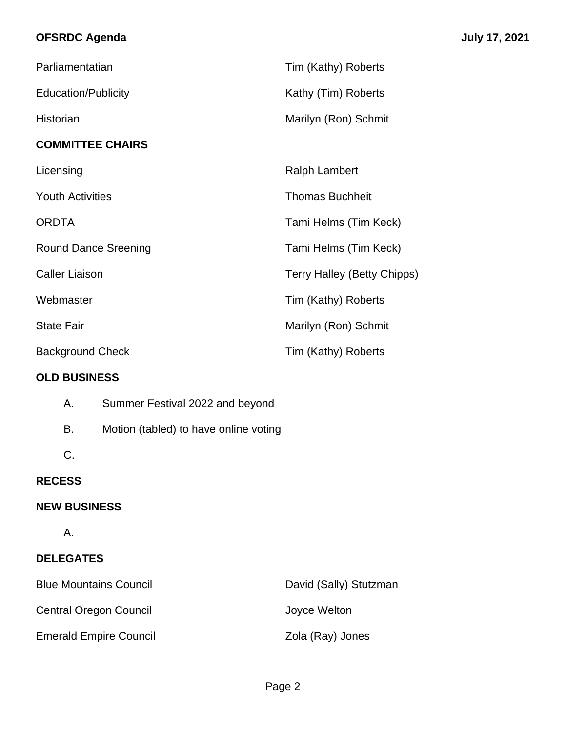| | |
|---|---|
| Parliamentatian | Tim (Kathy) Roberts |
| Education/Publicity | Kathy (Tim) Roberts |
| Historian | Marilyn (Ron) Schmit |

**COMMITTEE CHAIRS**

| | |
|---|---|
| Licensing | Ralph Lambert |
| Youth Activities | Thomas Buchheit |
| ORDTA | Tami Helms (Tim Keck) |
| Round Dance Sreening | Tami Helms (Tim Keck) |
| Caller Liaison | Terry Halley (Betty Chipps) |
| Webmaster | Tim (Kathy) Roberts |
| State Fair | Marilyn (Ron) Schmit |
| Background Check | Tim (Kathy) Roberts |

**OLD BUSINESS**

A. Summer Festival 2022 and beyond

B. Motion (tabled) to have online voting

C.

**RECESS**

**NEW BUSINESS**

A.

**DELEGATES**

| | |
|---|---|
| Blue Mountains Council | David (Sally) Stutzman |
| Central Oregon Council | Joyce Welton |
| Emerald Empire Council | Zola (Ray) Jones |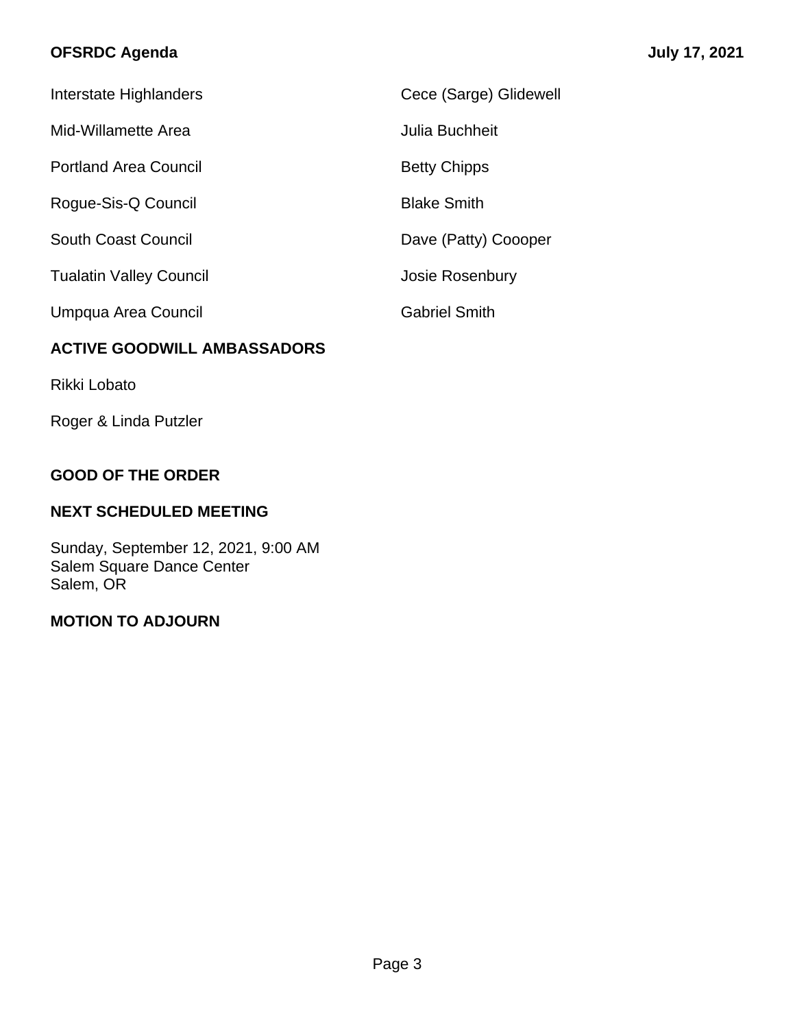| | |
|---|---|
| Interstate Highlanders | Cece (Sarge) Glidewell |
| Mid-Willamette Area | Julia Buchheit |
| Portland Area Council | Betty Chipps |
| Rogue-Sis-Q Council | Blake Smith |
| South Coast Council | Dave (Patty) Coooper |
| Tualatin Valley Council | Josie Rosenbury |
| Umpqua Area Council | Gabriel Smith |

**ACTIVE GOODWILL AMBASSADORS**

Rikki Lobato

Roger & Linda Putzler

**GOOD OF THE ORDER**

**NEXT SCHEDULED MEETING**

Sunday, September 12, 2021, 9:00 AM
Salem Square Dance Center
Salem, OR

**MOTION TO ADJOURN**